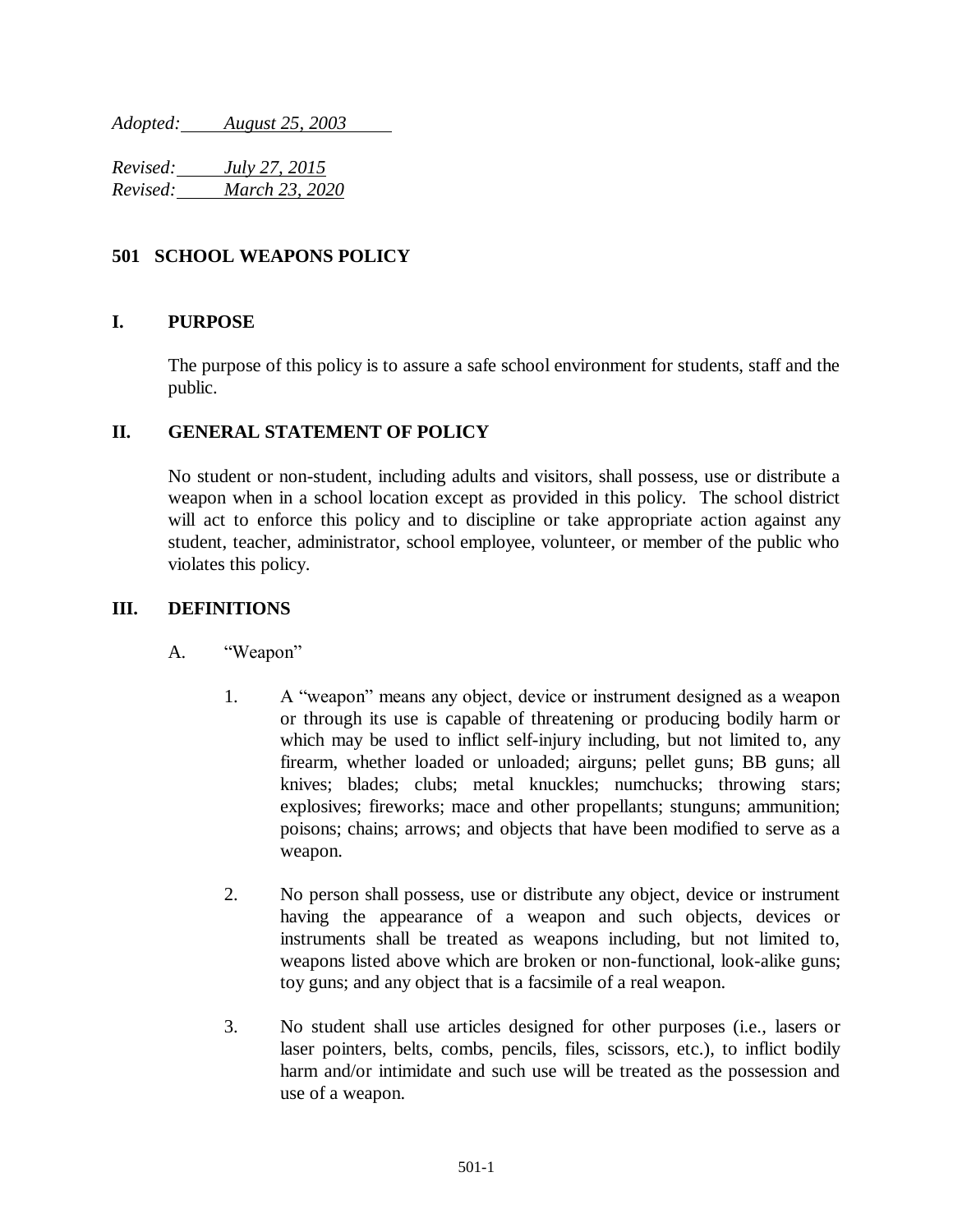*Adopted:* *August 25, 2003*

*Revised:* *July 27, 2015*
*Revised:* *March 23, 2020*

# 501 SCHOOL WEAPONS POLICY

## I. PURPOSE

The purpose of this policy is to assure a safe school environment for students, staff and the public.

## II. GENERAL STATEMENT OF POLICY

No student or non-student, including adults and visitors, shall possess, use or distribute a weapon when in a school location except as provided in this policy. The school district will act to enforce this policy and to discipline or take appropriate action against any student, teacher, administrator, school employee, volunteer, or member of the public who violates this policy.

## III. DEFINITIONS

A. "Weapon"

1. A "weapon" means any object, device or instrument designed as a weapon or through its use is capable of threatening or producing bodily harm or which may be used to inflict self-injury including, but not limited to, any firearm, whether loaded or unloaded; airguns; pellet guns; BB guns; all knives; blades; clubs; metal knuckles; numchucks; throwing stars; explosives; fireworks; mace and other propellants; stunguns; ammunition; poisons; chains; arrows; and objects that have been modified to serve as a weapon.

2. No person shall possess, use or distribute any object, device or instrument having the appearance of a weapon and such objects, devices or instruments shall be treated as weapons including, but not limited to, weapons listed above which are broken or non-functional, look-alike guns; toy guns; and any object that is a facsimile of a real weapon.

3. No student shall use articles designed for other purposes (i.e., lasers or laser pointers, belts, combs, pencils, files, scissors, etc.), to inflict bodily harm and/or intimidate and such use will be treated as the possession and use of a weapon.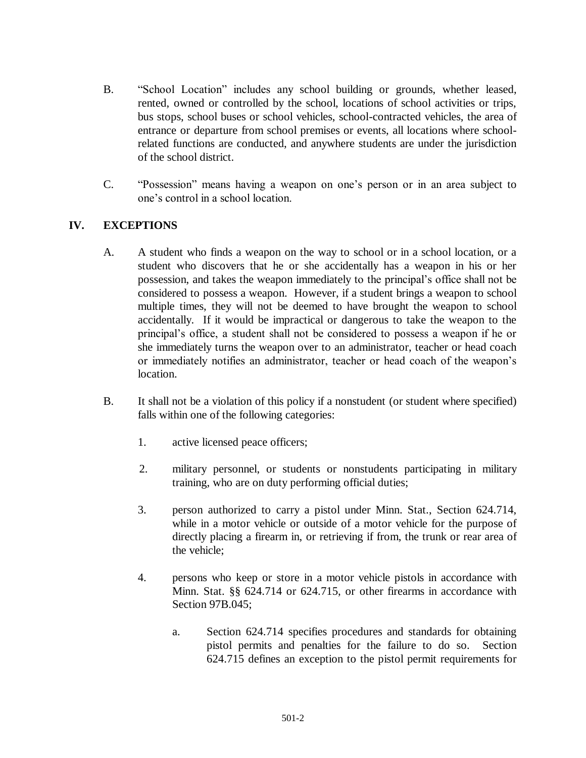B. "School Location" includes any school building or grounds, whether leased, rented, owned or controlled by the school, locations of school activities or trips, bus stops, school buses or school vehicles, school-contracted vehicles, the area of entrance or departure from school premises or events, all locations where school-related functions are conducted, and anywhere students are under the jurisdiction of the school district.

C. "Possession" means having a weapon on one's person or in an area subject to one's control in a school location.

## IV. EXCEPTIONS

A. A student who finds a weapon on the way to school or in a school location, or a student who discovers that he or she accidentally has a weapon in his or her possession, and takes the weapon immediately to the principal's office shall not be considered to possess a weapon. However, if a student brings a weapon to school multiple times, they will not be deemed to have brought the weapon to school accidentally. If it would be impractical or dangerous to take the weapon to the principal's office, a student shall not be considered to possess a weapon if he or she immediately turns the weapon over to an administrator, teacher or head coach or immediately notifies an administrator, teacher or head coach of the weapon's location.

B. It shall not be a violation of this policy if a nonstudent (or student where specified) falls within one of the following categories:

1. active licensed peace officers;

2. military personnel, or students or nonstudents participating in military training, who are on duty performing official duties;

3. person authorized to carry a pistol under Minn. Stat., Section 624.714, while in a motor vehicle or outside of a motor vehicle for the purpose of directly placing a firearm in, or retrieving if from, the trunk or rear area of the vehicle;

4. persons who keep or store in a motor vehicle pistols in accordance with Minn. Stat. §§ 624.714 or 624.715, or other firearms in accordance with Section 97B.045;

   a. Section 624.714 specifies procedures and standards for obtaining pistol permits and penalties for the failure to do so. Section 624.715 defines an exception to the pistol permit requirements for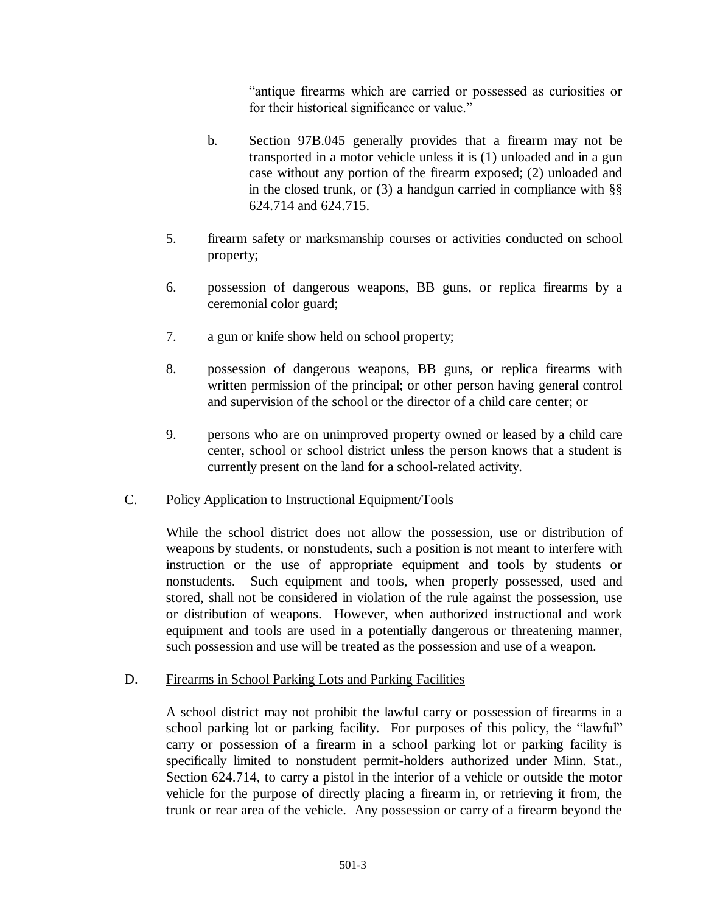"antique firearms which are carried or possessed as curiosities or for their historical significance or value."

b. Section 97B.045 generally provides that a firearm may not be transported in a motor vehicle unless it is (1) unloaded and in a gun case without any portion of the firearm exposed; (2) unloaded and in the closed trunk, or (3) a handgun carried in compliance with §§ 624.714 and 624.715.

5. firearm safety or marksmanship courses or activities conducted on school property;

6. possession of dangerous weapons, BB guns, or replica firearms by a ceremonial color guard;

7. a gun or knife show held on school property;

8. possession of dangerous weapons, BB guns, or replica firearms with written permission of the principal; or other person having general control and supervision of the school or the director of a child care center; or

9. persons who are on unimproved property owned or leased by a child care center, school or school district unless the person knows that a student is currently present on the land for a school-related activity.

C. Policy Application to Instructional Equipment/Tools

While the school district does not allow the possession, use or distribution of weapons by students, or nonstudents, such a position is not meant to interfere with instruction or the use of appropriate equipment and tools by students or nonstudents. Such equipment and tools, when properly possessed, used and stored, shall not be considered in violation of the rule against the possession, use or distribution of weapons. However, when authorized instructional and work equipment and tools are used in a potentially dangerous or threatening manner, such possession and use will be treated as the possession and use of a weapon.

D. Firearms in School Parking Lots and Parking Facilities

A school district may not prohibit the lawful carry or possession of firearms in a school parking lot or parking facility. For purposes of this policy, the "lawful" carry or possession of a firearm in a school parking lot or parking facility is specifically limited to nonstudent permit-holders authorized under Minn. Stat., Section 624.714, to carry a pistol in the interior of a vehicle or outside the motor vehicle for the purpose of directly placing a firearm in, or retrieving it from, the trunk or rear area of the vehicle. Any possession or carry of a firearm beyond the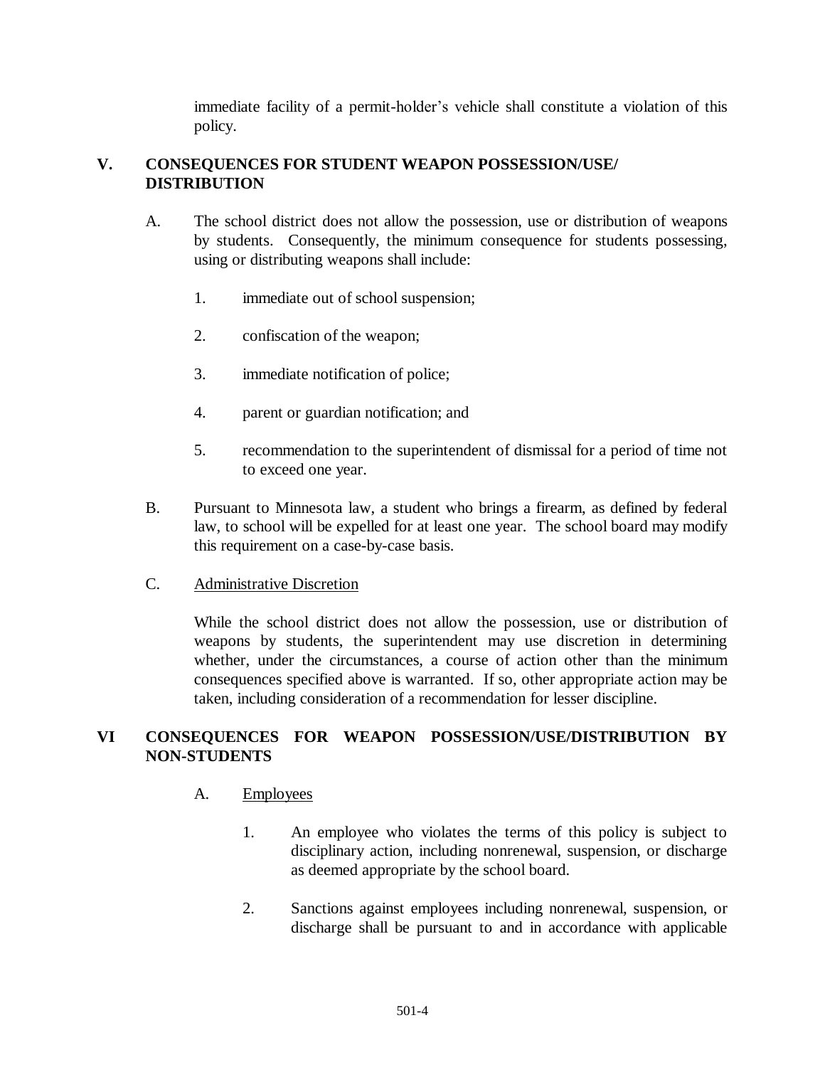immediate facility of a permit-holder's vehicle shall constitute a violation of this policy.

## V. CONSEQUENCES FOR STUDENT WEAPON POSSESSION/USE/ DISTRIBUTION

A. The school district does not allow the possession, use or distribution of weapons by students. Consequently, the minimum consequence for students possessing, using or distributing weapons shall include:

1. immediate out of school suspension;

2. confiscation of the weapon;

3. immediate notification of police;

4. parent or guardian notification; and

5. recommendation to the superintendent of dismissal for a period of time not to exceed one year.

B. Pursuant to Minnesota law, a student who brings a firearm, as defined by federal law, to school will be expelled for at least one year. The school board may modify this requirement on a case-by-case basis.

C. Administrative Discretion

While the school district does not allow the possession, use or distribution of weapons by students, the superintendent may use discretion in determining whether, under the circumstances, a course of action other than the minimum consequences specified above is warranted. If so, other appropriate action may be taken, including consideration of a recommendation for lesser discipline.

## VI CONSEQUENCES FOR WEAPON POSSESSION/USE/DISTRIBUTION BY NON-STUDENTS

A. Employees

1. An employee who violates the terms of this policy is subject to disciplinary action, including nonrenewal, suspension, or discharge as deemed appropriate by the school board.

2. Sanctions against employees including nonrenewal, suspension, or discharge shall be pursuant to and in accordance with applicable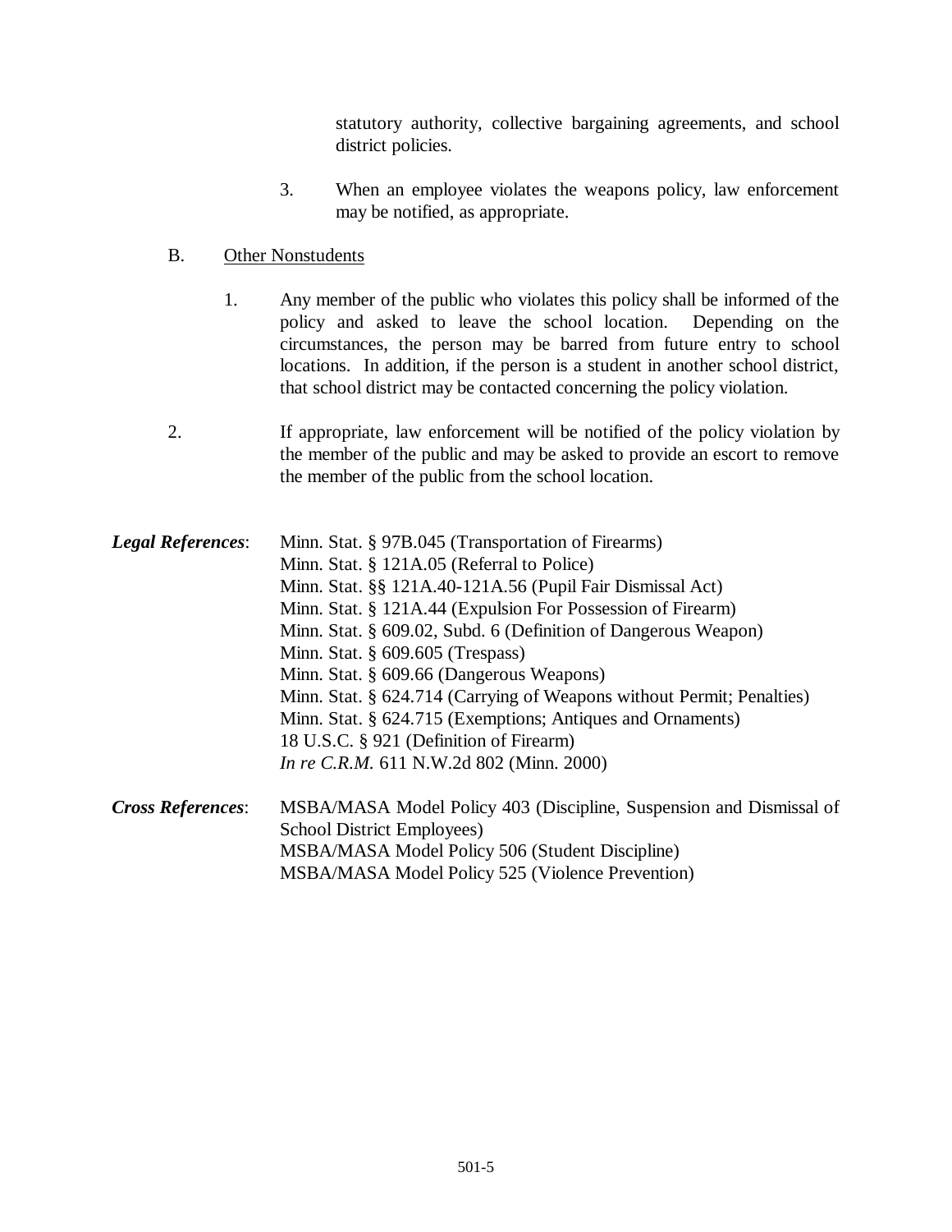statutory authority, collective bargaining agreements, and school district policies.

3. When an employee violates the weapons policy, law enforcement may be notified, as appropriate.

B. <u>Other Nonstudents</u>

1. Any member of the public who violates this policy shall be informed of the policy and asked to leave the school location. Depending on the circumstances, the person may be barred from future entry to school locations. In addition, if the person is a student in another school district, that school district may be contacted concerning the policy violation.

2. If appropriate, law enforcement will be notified of the policy violation by the member of the public and may be asked to provide an escort to remove the member of the public from the school location.

***Legal References***:

Minn. Stat. § 97B.045 (Transportation of Firearms)
Minn. Stat. § 121A.05 (Referral to Police)
Minn. Stat. §§ 121A.40-121A.56 (Pupil Fair Dismissal Act)
Minn. Stat. § 121A.44 (Expulsion For Possession of Firearm)
Minn. Stat. § 609.02, Subd. 6 (Definition of Dangerous Weapon)
Minn. Stat. § 609.605 (Trespass)
Minn. Stat. § 609.66 (Dangerous Weapons)
Minn. Stat. § 624.714 (Carrying of Weapons without Permit; Penalties)
Minn. Stat. § 624.715 (Exemptions; Antiques and Ornaments)
18 U.S.C. § 921 (Definition of Firearm)
*In re C.R.M.* 611 N.W.2d 802 (Minn. 2000)

***Cross References***:

MSBA/MASA Model Policy 403 (Discipline, Suspension and Dismissal of School District Employees)
MSBA/MASA Model Policy 506 (Student Discipline)
MSBA/MASA Model Policy 525 (Violence Prevention)